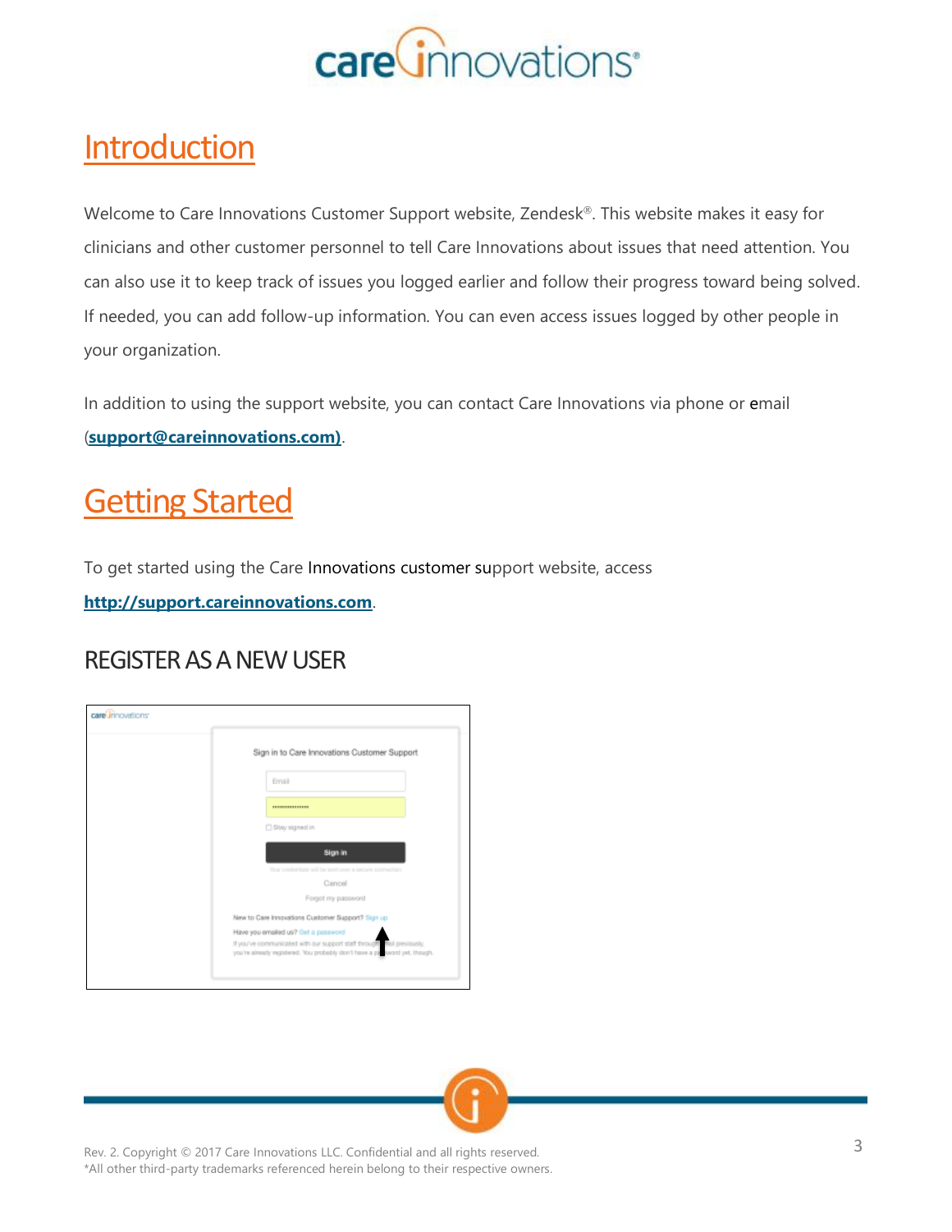# Introduction

Welcome to Care Innovations Customer Support website, Zendesk®. This website makes it easy for clinicians and other customer personnel to tell Care Innovations about issues that need attention. You can also use it to keep track of issues you logged earlier and follow their progress toward being solved. If needed, you can add follow-up information. You can even access issues logged by other people in your organization.

In addition to using the support website, you can contact Care Innovations via phone or email (**support@careinnovations.com)**.

# Getting Started

To get started using the Care Innovations customer support website, access **http://support.careinnovations.com**.

## REGISTER AS A NEW USER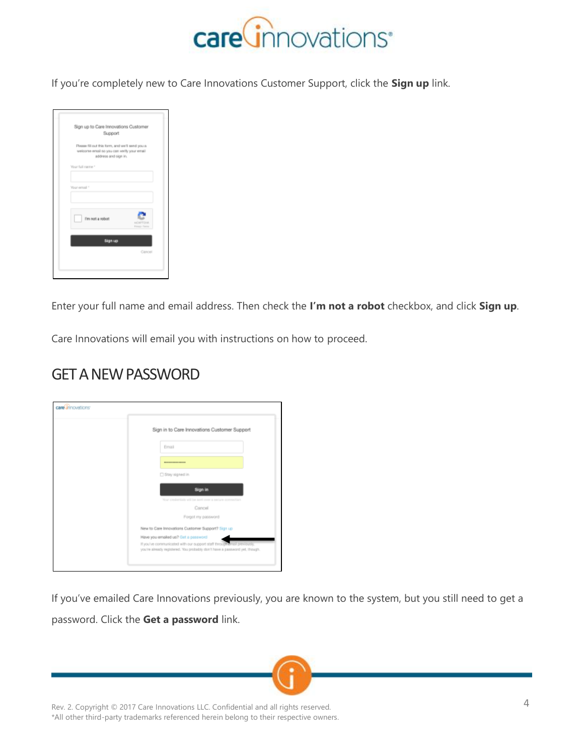If you're completely new to Care Innovations Customer Support, click the **Sign up** link.

Enter your full name and email address. Then check the **I'm not a robot** checkbox, and click **Sign up**.

Care Innovations will email you with instructions on how to proceed.

## GET A NEW PASSWORD

If you've emailed Care Innovations previously, you are known to the system, but you still need to get a password. Click the **Get a password** link.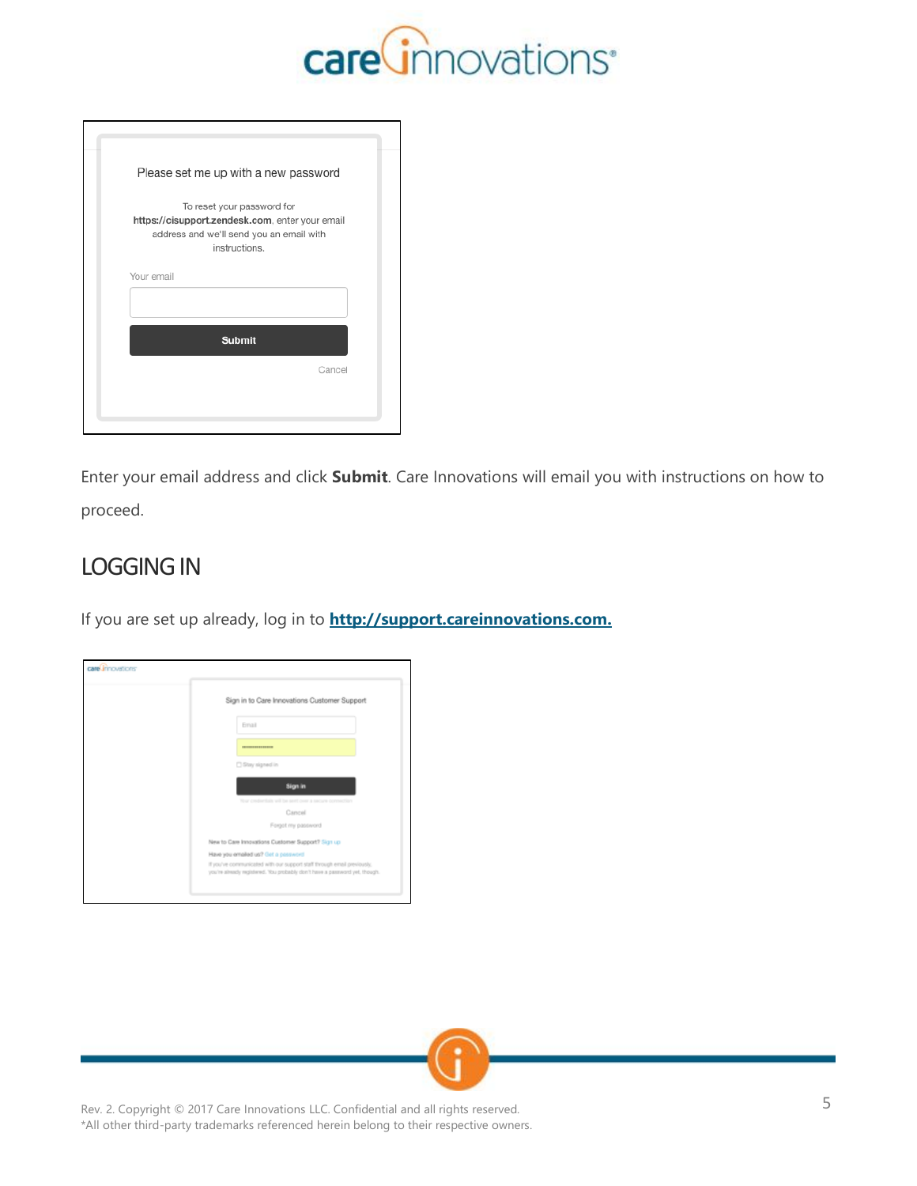Enter your email address and click **Submit**. Care Innovations will email you with instructions on how to proceed.

## LOGGING IN

If you are set up already, log in to **http://support.careinnovations.com.**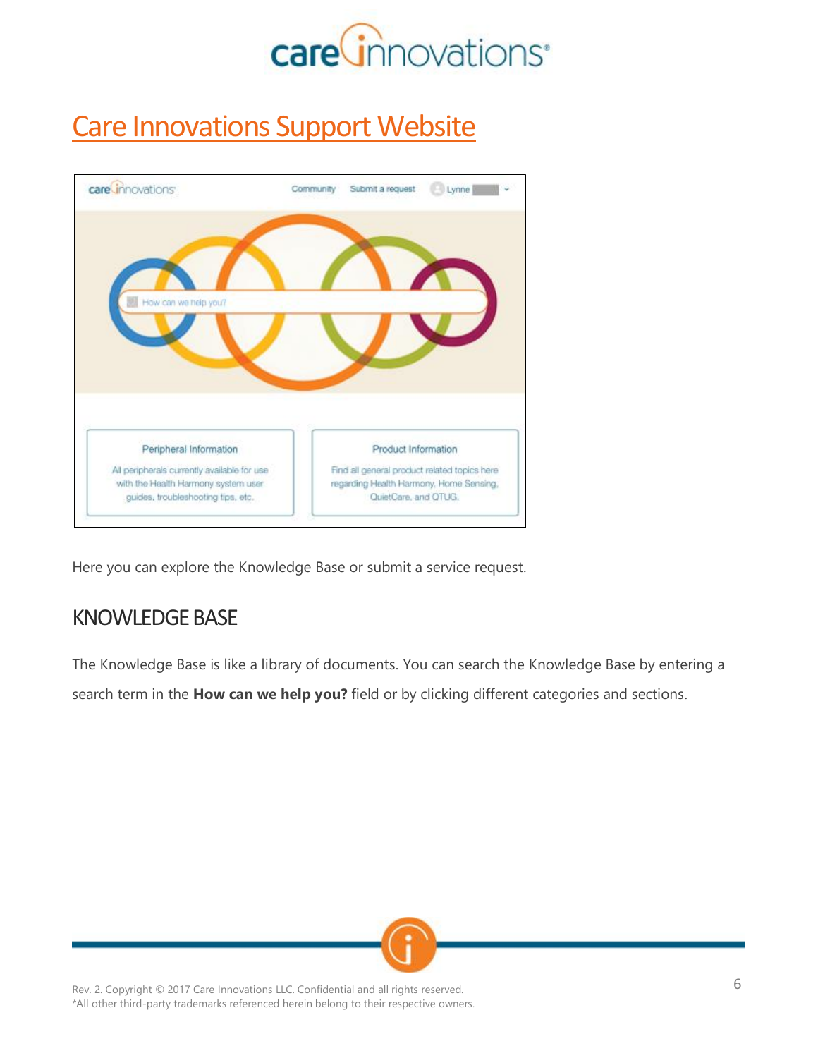# Care Innovations Support Website

Here you can explore the Knowledge Base or submit a service request.

## KNOWLEDGE BASE

The Knowledge Base is like a library of documents. You can search the Knowledge Base by entering a search term in the **How can we help you?** field or by clicking different categories and sections.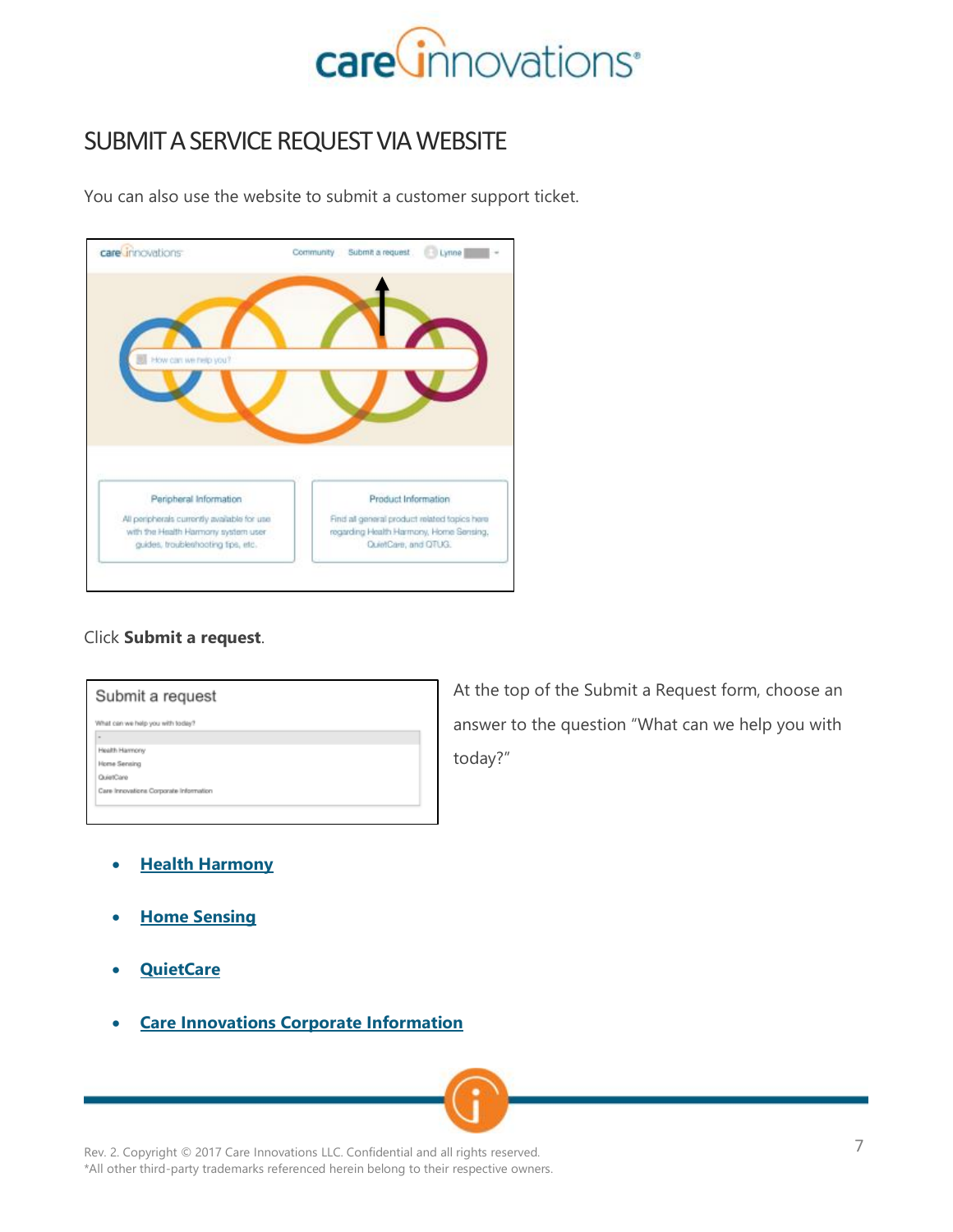# SUBMIT A SERVICE REQUEST VIA WEBSITE

You can also use the website to submit a customer support ticket.

Click **Submit a request**.

At the top of the Submit a Request form, choose an answer to the question "What can we help you with today?"

- **Health Harmony**
- **Home Sensing**
- **QuietCare**
- **Care Innovations Corporate Information**

Rev. 2. Copyright © 2017 Care Innovations LLC. Confidential and all rights reserved.
*All other third-party trademarks referenced herein belong to their respective owners.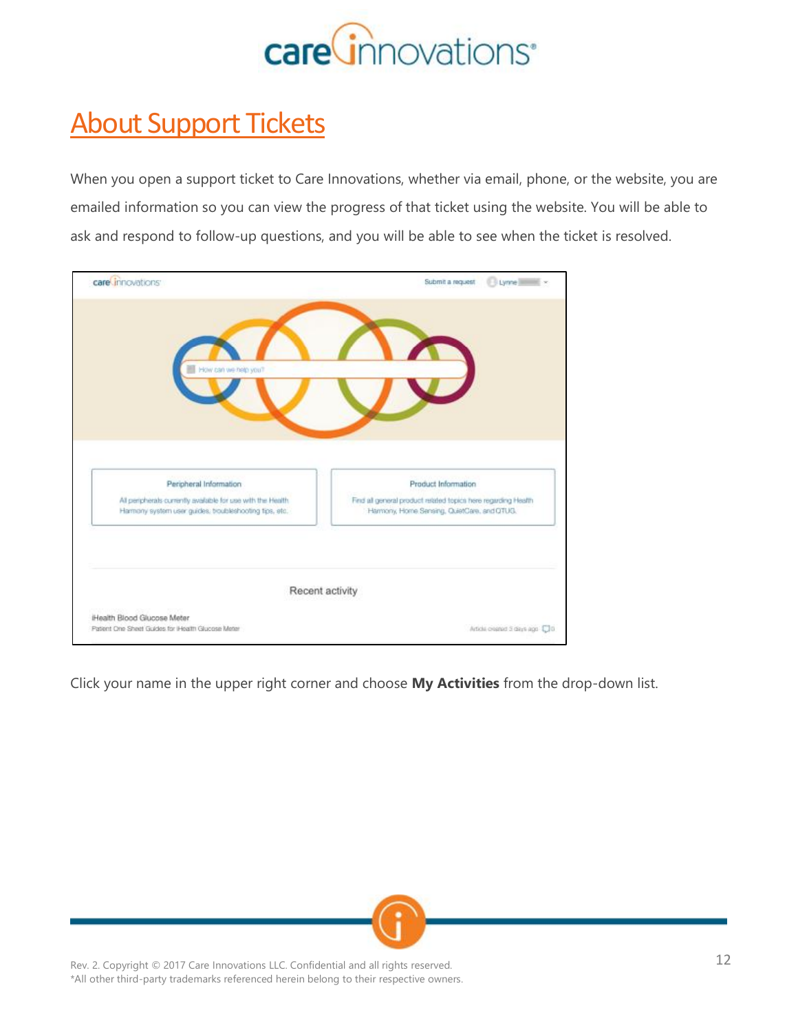# About Support Tickets

When you open a support ticket to Care Innovations, whether via email, phone, or the website, you are emailed information so you can view the progress of that ticket using the website. You will be able to ask and respond to follow-up questions, and you will be able to see when the ticket is resolved.

Click your name in the upper right corner and choose **My Activities** from the drop-down list.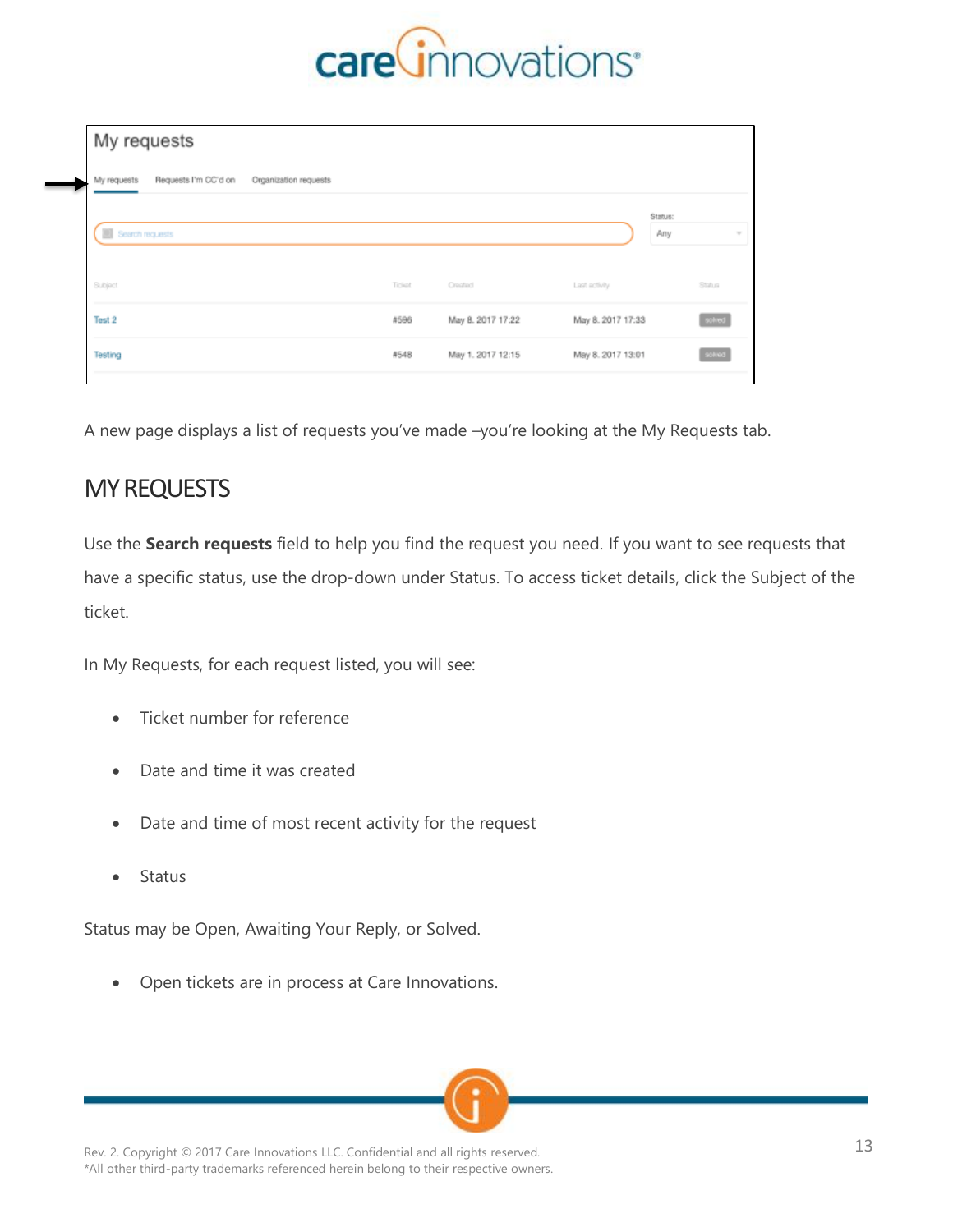A new page displays a list of requests you've made –you're looking at the My Requests tab.

## MY REQUESTS

Use the **Search requests** field to help you find the request you need. If you want to see requests that have a specific status, use the drop-down under Status. To access ticket details, click the Subject of the ticket.

In My Requests, for each request listed, you will see:

- Ticket number for reference
- Date and time it was created
- Date and time of most recent activity for the request
- Status

Status may be Open, Awaiting Your Reply, or Solved.

- Open tickets are in process at Care Innovations.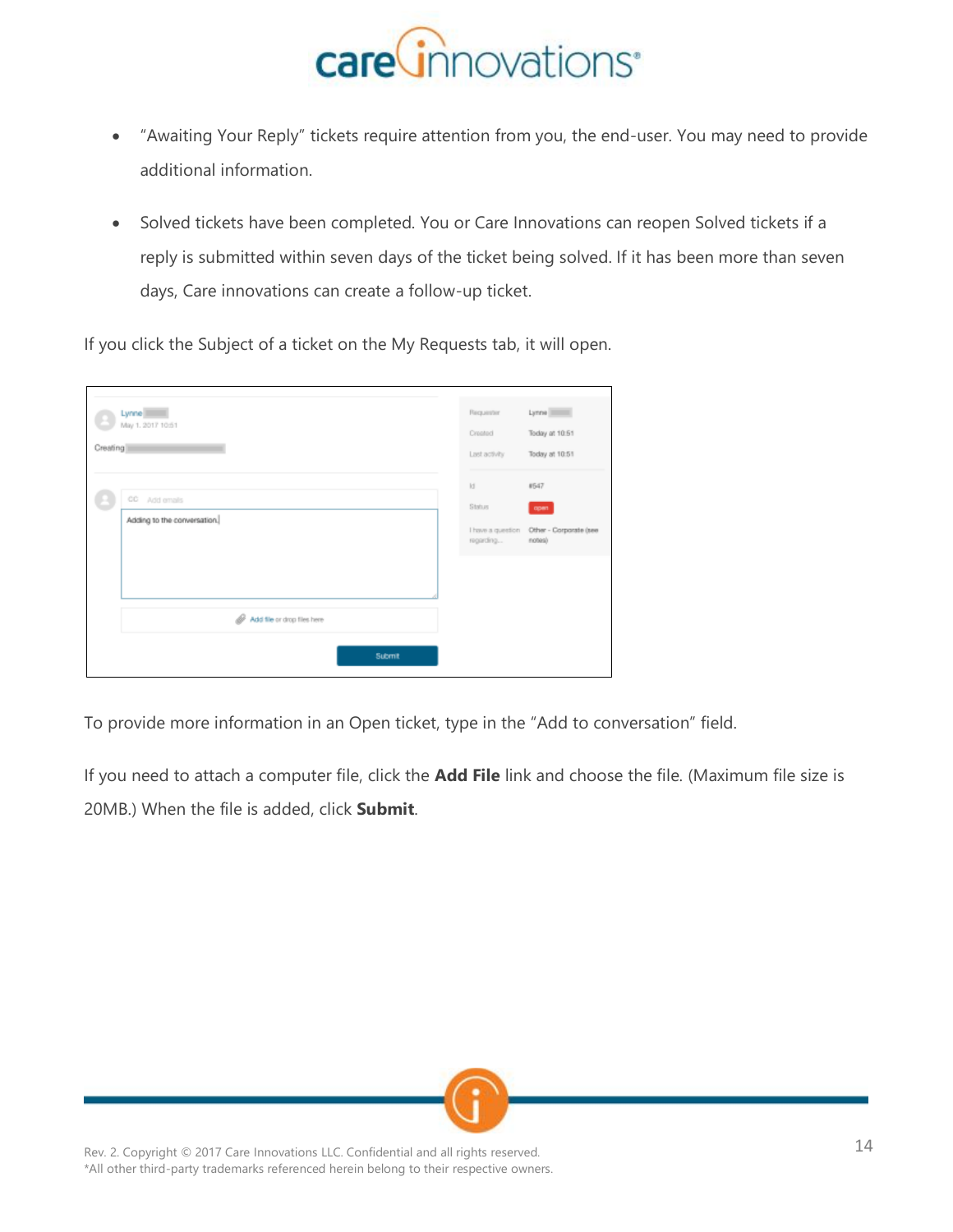- "Awaiting Your Reply" tickets require attention from you, the end-user. You may need to provide additional information.
- Solved tickets have been completed. You or Care Innovations can reopen Solved tickets if a reply is submitted within seven days of the ticket being solved. If it has been more than seven days, Care innovations can create a follow-up ticket.

If you click the Subject of a ticket on the My Requests tab, it will open.

To provide more information in an Open ticket, type in the "Add to conversation" field.

If you need to attach a computer file, click the **Add File** link and choose the file. (Maximum file size is 20MB.) When the file is added, click **Submit**.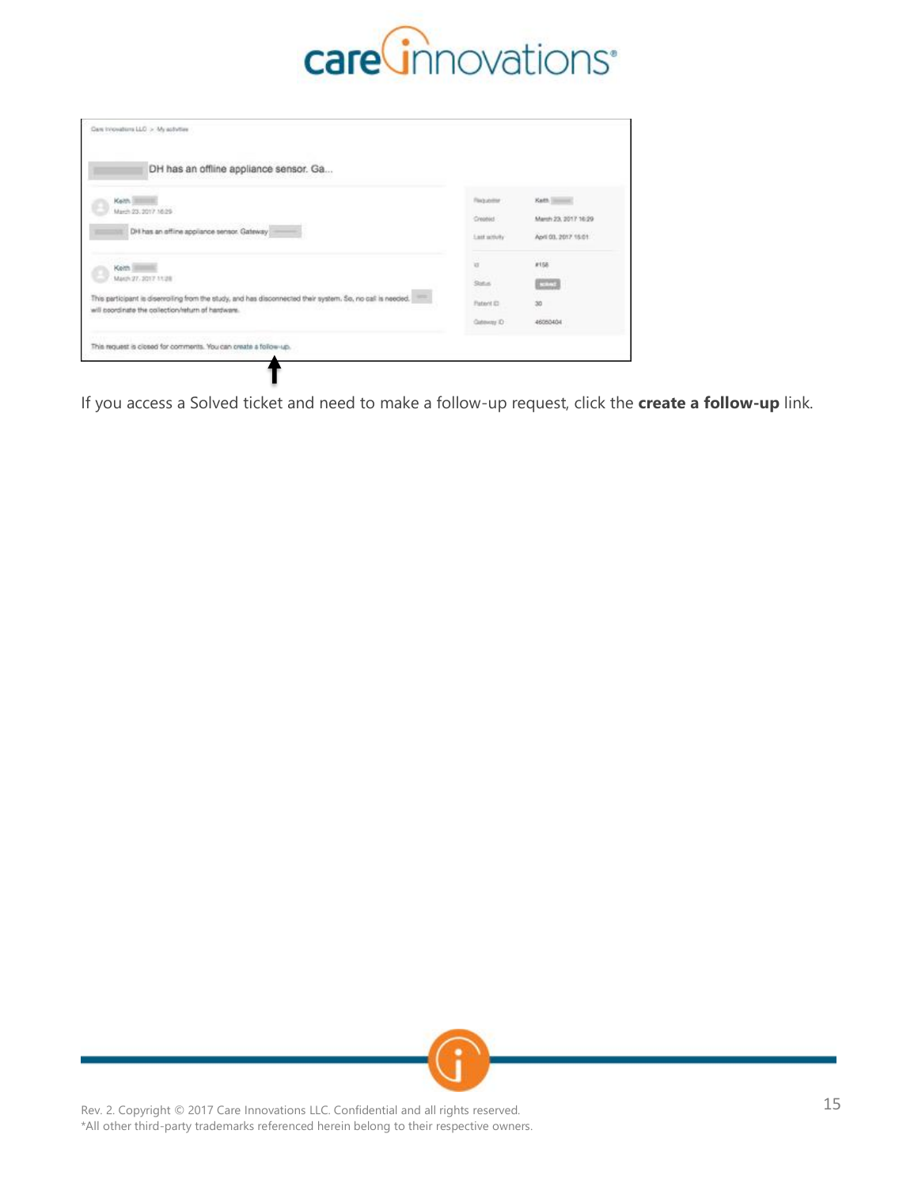If you access a Solved ticket and need to make a follow-up request, click the **create a follow-up** link.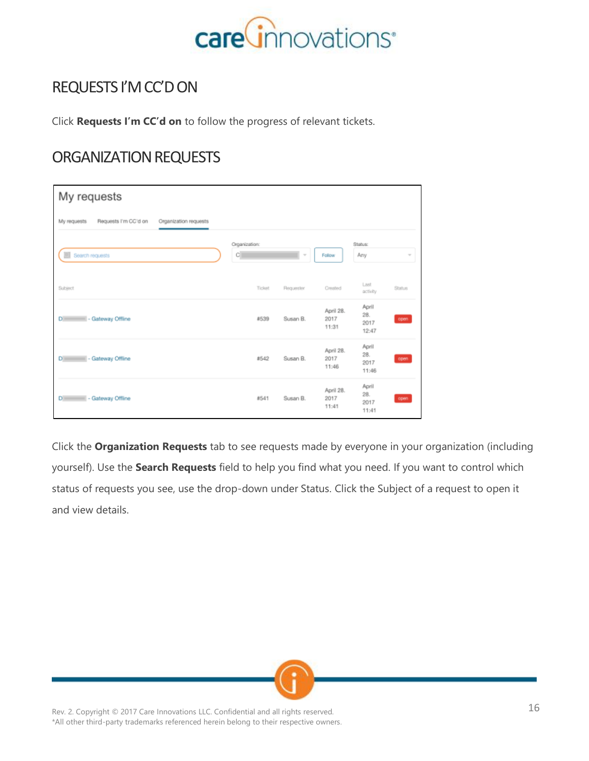## REQUESTS I'M CC'D ON

Click **Requests I'm CC'd on** to follow the progress of relevant tickets.

## ORGANIZATION REQUESTS

My requests

My requests    Requests I'm CC'd on    Organization requests

Search requests    Organization: C    Follow    Status: Any

| Subject | Ticket | Requester | Created | Last activity | Status |
|---|---|---|---|---|---|
| D - Gateway Offline | #539 | Susan B. | April 28, 2017 11:31 | April 28, 2017 12:47 | open |
| D - Gateway Offline | #542 | Susan B. | April 28, 2017 11:46 | April 28, 2017 11:46 | open |
| D - Gateway Offline | #541 | Susan B. | April 28, 2017 11:41 | April 28, 2017 11:41 | open |

Click the **Organization Requests** tab to see requests made by everyone in your organization (including yourself). Use the **Search Requests** field to help you find what you need. If you want to control which status of requests you see, use the drop-down under Status. Click the Subject of a request to open it and view details.

Rev. 2. Copyright © 2017 Care Innovations LLC. Confidential and all rights reserved.
*All other third-party trademarks referenced herein belong to their respective owners.